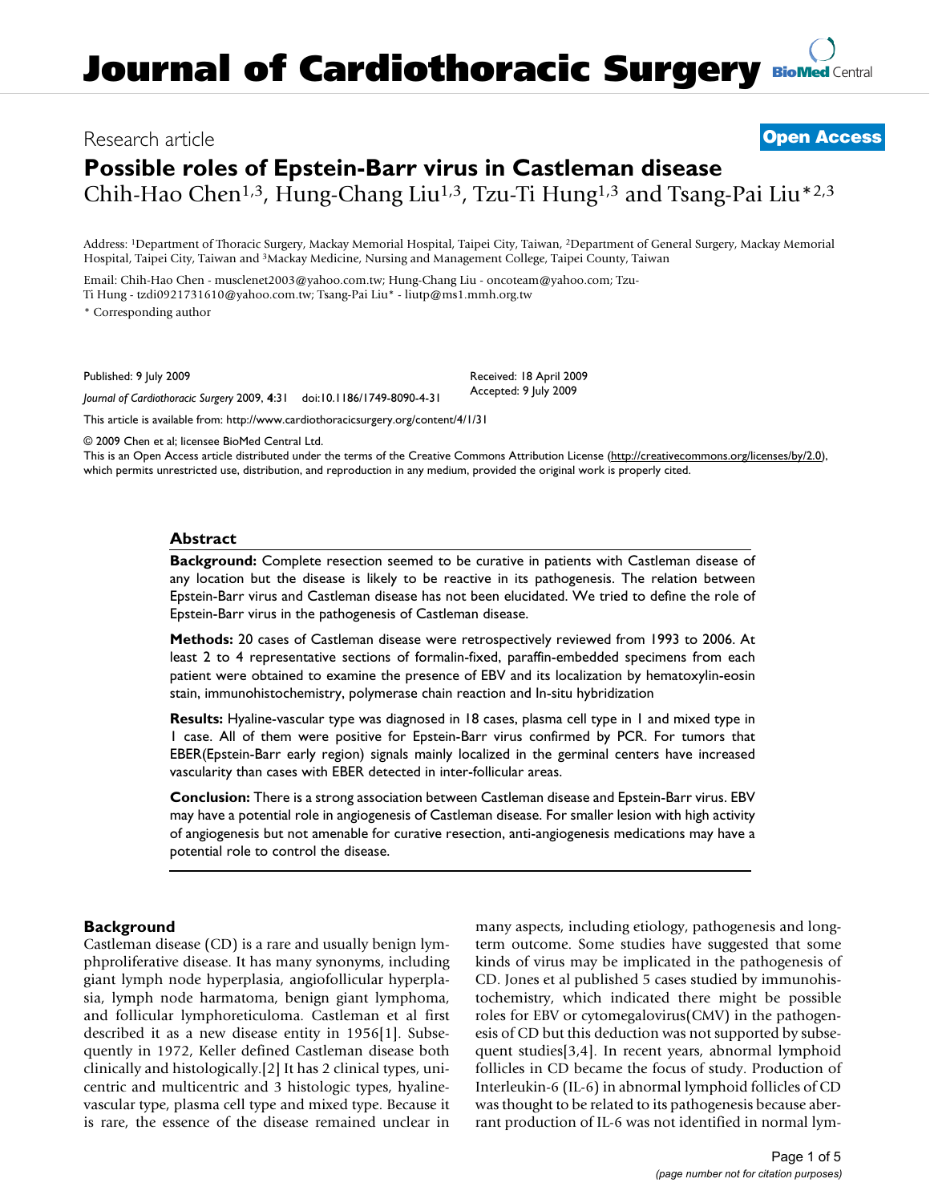Research article

**Open Access**

# Possible roles of Epstein-Barr virus in Castleman disease

Chih-Hao Chen[1,3], Hung-Chang Liu[1,3], Tzu-Ti Hung[1,3] and Tsang-Pai Liu*[2,3]

Address: [1]Department of Thoracic Surgery, Mackay Memorial Hospital, Taipei City, Taiwan, [2]Department of General Surgery, Mackay Memorial Hospital, Taipei City, Taiwan and [3]Mackay Medicine, Nursing and Management College, Taipei County, Taiwan

Email: Chih-Hao Chen - musclenet2003@yahoo.com.tw; Hung-Chang Liu - oncoteam@yahoo.com; Tzu-Ti Hung - tzdi0921731610@yahoo.com.tw; Tsang-Pai Liu* - liutp@ms1.mmh.org.tw

\* Corresponding author

Published: 9 July 2009

*Journal of Cardiothoracic Surgery* 2009, **4**:31 doi:10.1186/1749-8090-4-31

Received: 18 April 2009
Accepted: 9 July 2009

This article is available from: http://www.cardiothoracicsurgery.org/content/4/1/31

© 2009 Chen et al; licensee BioMed Central Ltd.

This is an Open Access article distributed under the terms of the Creative Commons Attribution License (http://creativecommons.org/licenses/by/2.0), which permits unrestricted use, distribution, and reproduction in any medium, provided the original work is properly cited.

## Abstract

**Background:** Complete resection seemed to be curative in patients with Castleman disease of any location but the disease is likely to be reactive in its pathogenesis. The relation between Epstein-Barr virus and Castleman disease has not been elucidated. We tried to define the role of Epstein-Barr virus in the pathogenesis of Castleman disease.

**Methods:** 20 cases of Castleman disease were retrospectively reviewed from 1993 to 2006. At least 2 to 4 representative sections of formalin-fixed, paraffin-embedded specimens from each patient were obtained to examine the presence of EBV and its localization by hematoxylin-eosin stain, immunohistochemistry, polymerase chain reaction and In-situ hybridization

**Results:** Hyaline-vascular type was diagnosed in 18 cases, plasma cell type in 1 and mixed type in 1 case. All of them were positive for Epstein-Barr virus confirmed by PCR. For tumors that EBER(Epstein-Barr early region) signals mainly localized in the germinal centers have increased vascularity than cases with EBER detected in inter-follicular areas.

**Conclusion:** There is a strong association between Castleman disease and Epstein-Barr virus. EBV may have a potential role in angiogenesis of Castleman disease. For smaller lesion with high activity of angiogenesis but not amenable for curative resection, anti-angiogenesis medications may have a potential role to control the disease.

## Background

Castleman disease (CD) is a rare and usually benign lymphproliferative disease. It has many synonyms, including giant lymph node hyperplasia, angiofollicular hyperplasia, lymph node harmatoma, benign giant lymphoma, and follicular lymphoreticuloma. Castleman et al first described it as a new disease entity in 1956[1]. Subsequently in 1972, Keller defined Castleman disease both clinically and histologically.[2] It has 2 clinical types, unicentric and multicentric and 3 histologic types, hyaline-vascular type, plasma cell type and mixed type. Because it is rare, the essence of the disease remained unclear in many aspects, including etiology, pathogenesis and long-term outcome. Some studies have suggested that some kinds of virus may be implicated in the pathogenesis of CD. Jones et al published 5 cases studied by immunohistochemistry, which indicated there might be possible roles for EBV or cytomegalovirus(CMV) in the pathogenesis of CD but this deduction was not supported by subsequent studies[3,4]. In recent years, abnormal lymphoid follicles in CD became the focus of study. Production of Interleukin-6 (IL-6) in abnormal lymphoid follicles of CD was thought to be related to its pathogenesis because aberrant production of IL-6 was not identified in normal lym-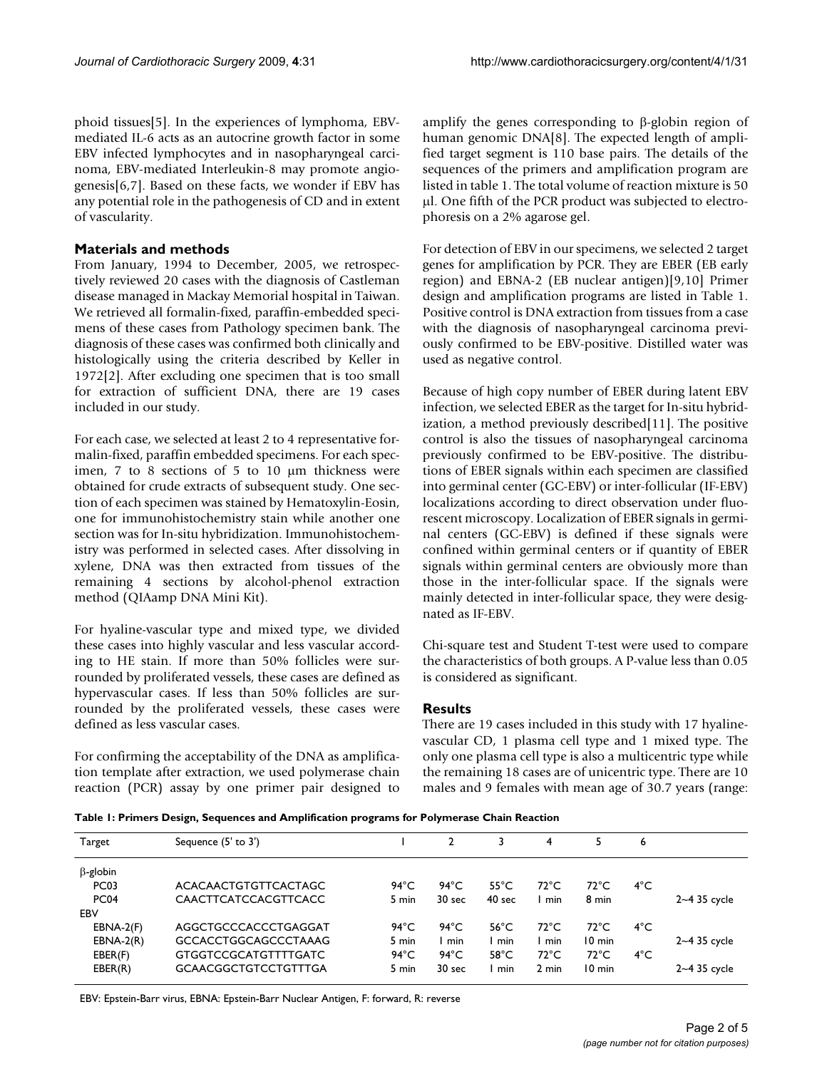phoid tissues[5]. In the experiences of lymphoma, EBV-mediated IL-6 acts as an autocrine growth factor in some EBV infected lymphocytes and in nasopharyngeal carcinoma, EBV-mediated Interleukin-8 may promote angiogenesis[6,7]. Based on these facts, we wonder if EBV has any potential role in the pathogenesis of CD and in extent of vascularity.

## Materials and methods

From January, 1994 to December, 2005, we retrospectively reviewed 20 cases with the diagnosis of Castleman disease managed in Mackay Memorial hospital in Taiwan. We retrieved all formalin-fixed, paraffin-embedded specimens of these cases from Pathology specimen bank. The diagnosis of these cases was confirmed both clinically and histologically using the criteria described by Keller in 1972[2]. After excluding one specimen that is too small for extraction of sufficient DNA, there are 19 cases included in our study.

For each case, we selected at least 2 to 4 representative formalin-fixed, paraffin embedded specimens. For each specimen, 7 to 8 sections of 5 to 10 μm thickness were obtained for crude extracts of subsequent study. One section of each specimen was stained by Hematoxylin-Eosin, one for immunohistochemistry stain while another one section was for In-situ hybridization. Immunohistochemistry was performed in selected cases. After dissolving in xylene, DNA was then extracted from tissues of the remaining 4 sections by alcohol-phenol extraction method (QIAamp DNA Mini Kit).

For hyaline-vascular type and mixed type, we divided these cases into highly vascular and less vascular according to HE stain. If more than 50% follicles were surrounded by proliferated vessels, these cases are defined as hypervascular cases. If less than 50% follicles are surrounded by the proliferated vessels, these cases were defined as less vascular cases.

For confirming the acceptability of the DNA as amplification template after extraction, we used polymerase chain reaction (PCR) assay by one primer pair designed to amplify the genes corresponding to β-globin region of human genomic DNA[8]. The expected length of amplified target segment is 110 base pairs. The details of the sequences of the primers and amplification program are listed in table 1. The total volume of reaction mixture is 50 μl. One fifth of the PCR product was subjected to electrophoresis on a 2% agarose gel.

For detection of EBV in our specimens, we selected 2 target genes for amplification by PCR. They are EBER (EB early region) and EBNA-2 (EB nuclear antigen)[9,10] Primer design and amplification programs are listed in Table 1. Positive control is DNA extraction from tissues from a case with the diagnosis of nasopharyngeal carcinoma previously confirmed to be EBV-positive. Distilled water was used as negative control.

Because of high copy number of EBER during latent EBV infection, we selected EBER as the target for In-situ hybridization, a method previously described[11]. The positive control is also the tissues of nasopharyngeal carcinoma previously confirmed to be EBV-positive. The distributions of EBER signals within each specimen are classified into germinal center (GC-EBV) or inter-follicular (IF-EBV) localizations according to direct observation under fluorescent microscopy. Localization of EBER signals in germinal centers (GC-EBV) is defined if these signals were confined within germinal centers or if quantity of EBER signals within germinal centers are obviously more than those in the inter-follicular space. If the signals were mainly detected in inter-follicular space, they were designated as IF-EBV.

Chi-square test and Student T-test were used to compare the characteristics of both groups. A P-value less than 0.05 is considered as significant.

## Results

There are 19 cases included in this study with 17 hyaline-vascular CD, 1 plasma cell type and 1 mixed type. The only one plasma cell type is also a multicentric type while the remaining 18 cases are of unicentric type. There are 10 males and 9 females with mean age of 30.7 years (range:

**Table 1: Primers Design, Sequences and Amplification programs for Polymerase Chain Reaction**

| Target | Sequence (5' to 3') | 1 | 2 | 3 | 4 | 5 | 6 | |
|---|---|---|---|---|---|---|---|---|
| β-globin | | | | | | | | |
| PC03 | ACACAACTGTGTTCACTAGC | 94°C 5 min | 94°C 30 sec | 55°C 40 sec | 72°C 1 min | 72°C 8 min | 4°C | 2~4 35 cycle |
| PC04 | CAACTTCATCCACGTTCACC | | | | | | | |
| EBV | | | | | | | | |
| EBNA-2(F) | AGGCTGCCCACCCTGAGGAT | 94°C 5 min | 94°C 1 min | 56°C 1 min | 72°C 1 min | 72°C 10 min | 4°C | 2~4 35 cycle |
| EBNA-2(R) | GCCACCTGGCAGCCCTAAAG | | | | | | | |
| EBER(F) | GTGGTCCGCATGTTTTGATC | 94°C 5 min | 94°C 30 sec | 58°C 1 min | 72°C 2 min | 72°C 10 min | 4°C | 2~4 35 cycle |
| EBER(R) | GCAACGGCTGTCCTGTTTGA | | | | | | | |

EBV: Epstein-Barr virus, EBNA: Epstein-Barr Nuclear Antigen, F: forward, R: reverse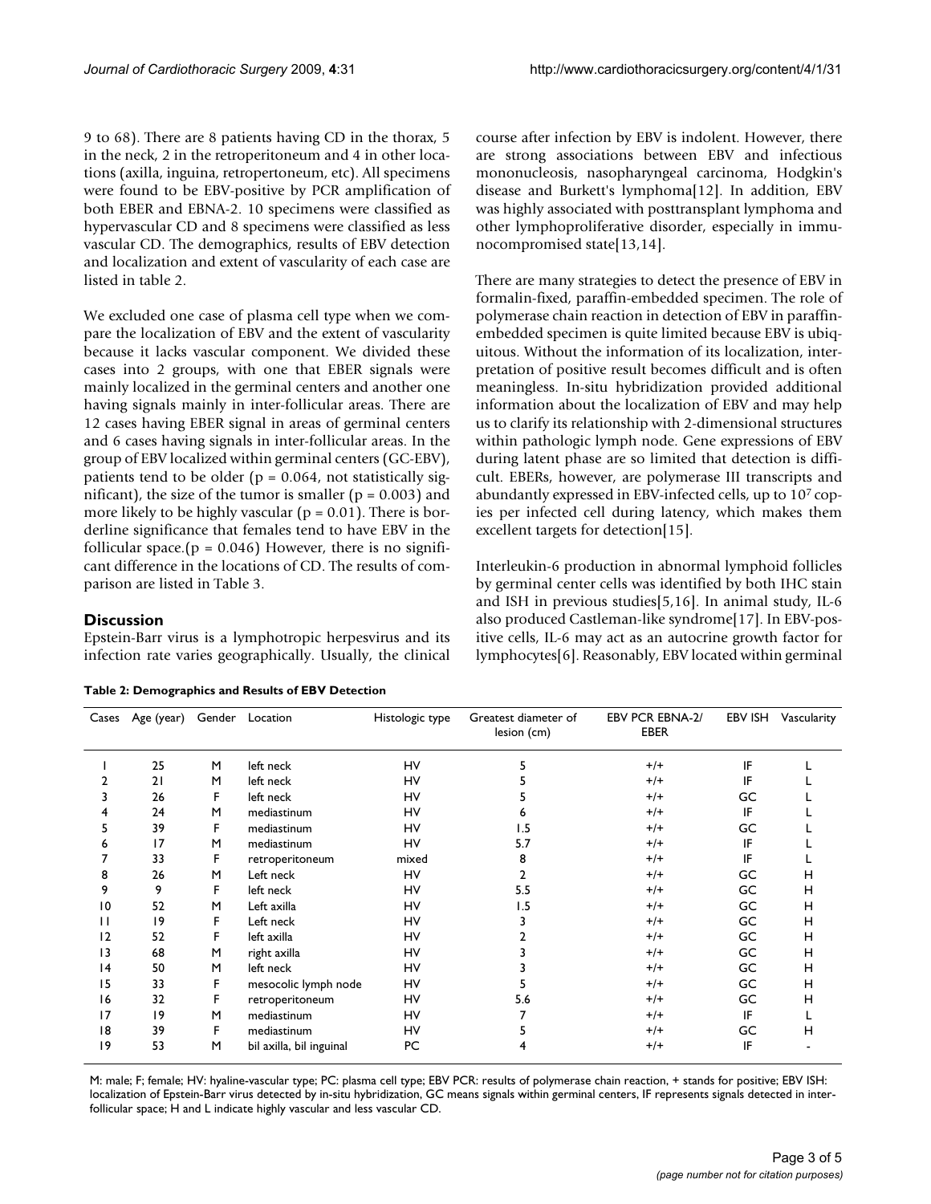9 to 68). There are 8 patients having CD in the thorax, 5 in the neck, 2 in the retroperitoneum and 4 in other locations (axilla, inguina, retropertoneum, etc). All specimens were found to be EBV-positive by PCR amplification of both EBER and EBNA-2. 10 specimens were classified as hypervascular CD and 8 specimens were classified as less vascular CD. The demographics, results of EBV detection and localization and extent of vascularity of each case are listed in table 2.

We excluded one case of plasma cell type when we compare the localization of EBV and the extent of vascularity because it lacks vascular component. We divided these cases into 2 groups, with one that EBER signals were mainly localized in the germinal centers and another one having signals mainly in inter-follicular areas. There are 12 cases having EBER signal in areas of germinal centers and 6 cases having signals in inter-follicular areas. In the group of EBV localized within germinal centers (GC-EBV), patients tend to be older ($p = 0.064$, not statistically significant), the size of the tumor is smaller ($p = 0.003$) and more likely to be highly vascular ($p = 0.01$). There is borderline significance that females tend to have EBV in the follicular space.($p = 0.046$) However, there is no significant difference in the locations of CD. The results of comparison are listed in Table 3.

## Discussion

Epstein-Barr virus is a lymphotropic herpesvirus and its infection rate varies geographically. Usually, the clinical course after infection by EBV is indolent. However, there are strong associations between EBV and infectious mononucleosis, nasopharyngeal carcinoma, Hodgkin's disease and Burkett's lymphoma[12]. In addition, EBV was highly associated with posttransplant lymphoma and other lymphoproliferative disorder, especially in immunocompromised state[13,14].

There are many strategies to detect the presence of EBV in formalin-fixed, paraffin-embedded specimen. The role of polymerase chain reaction in detection of EBV in paraffin-embedded specimen is quite limited because EBV is ubiquitous. Without the information of its localization, interpretation of positive result becomes difficult and is often meaningless. In-situ hybridization provided additional information about the localization of EBV and may help us to clarify its relationship with 2-dimensional structures within pathologic lymph node. Gene expressions of EBV during latent phase are so limited that detection is difficult. EBERs, however, are polymerase III transcripts and abundantly expressed in EBV-infected cells, up to $10^7$ copies per infected cell during latency, which makes them excellent targets for detection[15].

Interleukin-6 production in abnormal lymphoid follicles by germinal center cells was identified by both IHC stain and ISH in previous studies[5,16]. In animal study, IL-6 also produced Castleman-like syndrome[17]. In EBV-positive cells, IL-6 may act as an autocrine growth factor for lymphocytes[6]. Reasonably, EBV located within germinal

**Table 2: Demographics and Results of EBV Detection**

| Cases | Age (year) | Gender | Location | Histologic type | Greatest diameter of lesion (cm) | EBV PCR EBNA-2/ EBER | EBV ISH | Vascularity |
|---|---|---|---|---|---|---|---|---|
| 1 | 25 | M | left neck | HV | 5 | +/+ | IF | L |
| 2 | 21 | M | left neck | HV | 5 | +/+ | IF | L |
| 3 | 26 | F | left neck | HV | 5 | +/+ | GC | L |
| 4 | 24 | M | mediastinum | HV | 6 | +/+ | IF | L |
| 5 | 39 | F | mediastinum | HV | 1.5 | +/+ | GC | L |
| 6 | 17 | M | mediastinum | HV | 5.7 | +/+ | IF | L |
| 7 | 33 | F | retroperitoneum | mixed | 8 | +/+ | IF | L |
| 8 | 26 | M | Left neck | HV | 2 | +/+ | GC | H |
| 9 | 9 | F | left neck | HV | 5.5 | +/+ | GC | H |
| 10 | 52 | M | Left axilla | HV | 1.5 | +/+ | GC | H |
| 11 | 19 | F | Left neck | HV | 3 | +/+ | GC | H |
| 12 | 52 | F | left axilla | HV | 2 | +/+ | GC | H |
| 13 | 68 | M | right axilla | HV | 3 | +/+ | GC | H |
| 14 | 50 | M | left neck | HV | 3 | +/+ | GC | H |
| 15 | 33 | F | mesocolic lymph node | HV | 5 | +/+ | GC | H |
| 16 | 32 | F | retroperitoneum | HV | 5.6 | +/+ | GC | H |
| 17 | 19 | M | mediastinum | HV | 7 | +/+ | IF | L |
| 18 | 39 | F | mediastinum | HV | 5 | +/+ | GC | H |
| 19 | 53 | M | bil axilla, bil inguinal | PC | 4 | +/+ | IF | - |

M: male; F; female; HV: hyaline-vascular type; PC: plasma cell type; EBV PCR: results of polymerase chain reaction, + stands for positive; EBV ISH: localization of Epstein-Barr virus detected by in-situ hybridization, GC means signals within germinal centers, IF represents signals detected in inter-follicular space; H and L indicate highly vascular and less vascular CD.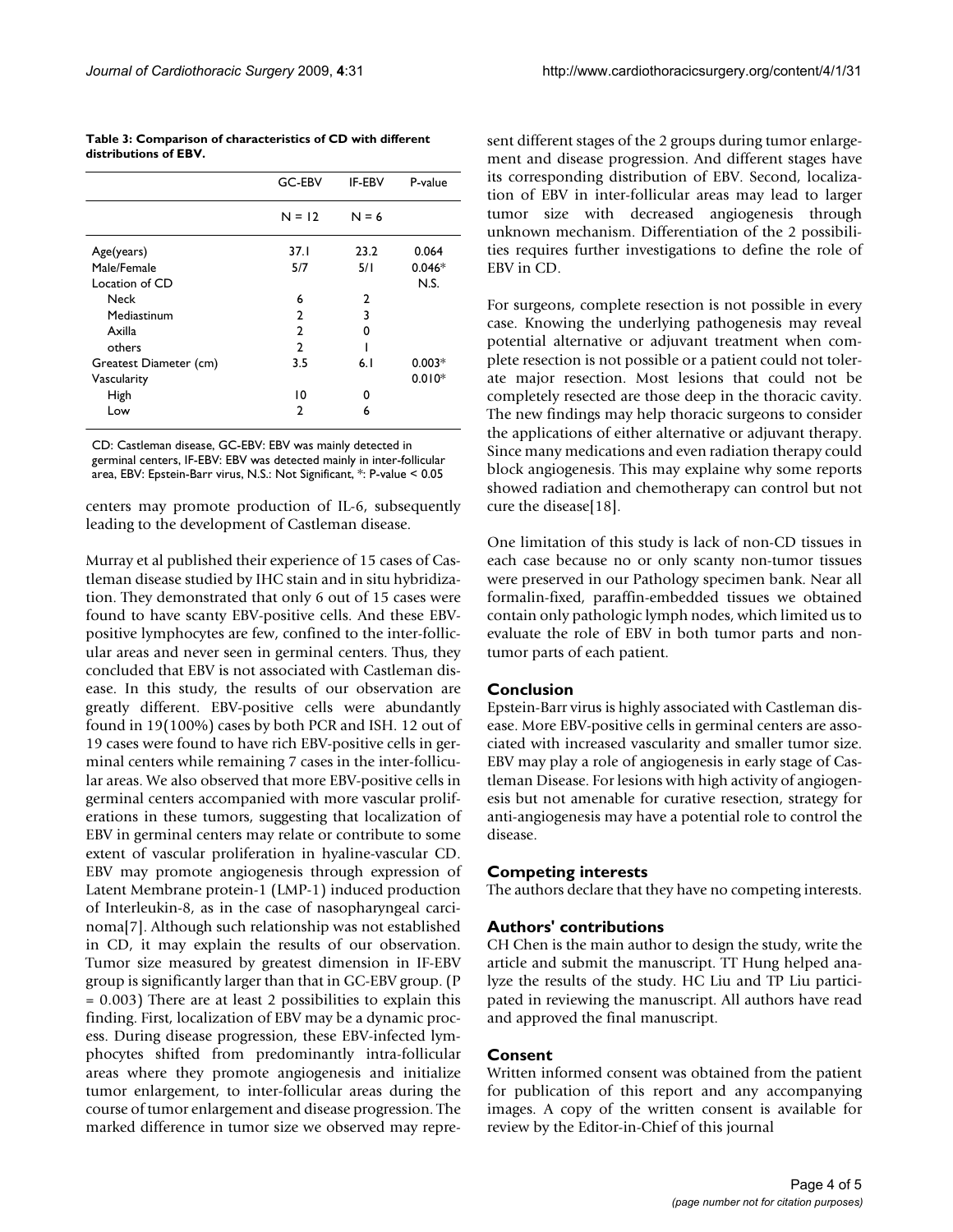**Table 3: Comparison of characteristics of CD with different distributions of EBV.**

| | GC-EBV | IF-EBV | P-value |
|---|---|---|---|
| | N = 12 | N = 6 | |
| Age(years) | 37.1 | 23.2 | 0.064 |
| Male/Female | 5/7 | 5/1 | 0.046* |
| Location of CD | | | N.S. |
| Neck | 6 | 2 | |
| Mediastinum | 2 | 3 | |
| Axilla | 2 | 0 | |
| others | 2 | 1 | |
| Greatest Diameter (cm) | 3.5 | 6.1 | 0.003* |
| Vascularity | | | 0.010* |
| High | 10 | 0 | |
| Low | 2 | 6 | |

CD: Castleman disease, GC-EBV: EBV was mainly detected in germinal centers, IF-EBV: EBV was detected mainly in inter-follicular area, EBV: Epstein-Barr virus, N.S.: Not Significant, *: P-value < 0.05

centers may promote production of IL-6, subsequently leading to the development of Castleman disease.

Murray et al published their experience of 15 cases of Castleman disease studied by IHC stain and in situ hybridization. They demonstrated that only 6 out of 15 cases were found to have scanty EBV-positive cells. And these EBV-positive lymphocytes are few, confined to the inter-follicular areas and never seen in germinal centers. Thus, they concluded that EBV is not associated with Castleman disease. In this study, the results of our observation are greatly different. EBV-positive cells were abundantly found in 19(100%) cases by both PCR and ISH. 12 out of 19 cases were found to have rich EBV-positive cells in germinal centers while remaining 7 cases in the inter-follicular areas. We also observed that more EBV-positive cells in germinal centers accompanied with more vascular proliferations in these tumors, suggesting that localization of EBV in germinal centers may relate or contribute to some extent of vascular proliferation in hyaline-vascular CD. EBV may promote angiogenesis through expression of Latent Membrane protein-1 (LMP-1) induced production of Interleukin-8, as in the case of nasopharyngeal carcinoma[7]. Although such relationship was not established in CD, it may explain the results of our observation. Tumor size measured by greatest dimension in IF-EBV group is significantly larger than that in GC-EBV group. (P = 0.003) There are at least 2 possibilities to explain this finding. First, localization of EBV may be a dynamic process. During disease progression, these EBV-infected lymphocytes shifted from predominantly intra-follicular areas where they promote angiogenesis and initialize tumor enlargement, to inter-follicular areas during the course of tumor enlargement and disease progression. The marked difference in tumor size we observed may represent different stages of the 2 groups during tumor enlargement and disease progression. And different stages have its corresponding distribution of EBV. Second, localization of EBV in inter-follicular areas may lead to larger tumor size with decreased angiogenesis through unknown mechanism. Differentiation of the 2 possibilities requires further investigations to define the role of EBV in CD.

For surgeons, complete resection is not possible in every case. Knowing the underlying pathogenesis may reveal potential alternative or adjuvant treatment when complete resection is not possible or a patient could not tolerate major resection. Most lesions that could not be completely resected are those deep in the thoracic cavity. The new findings may help thoracic surgeons to consider the applications of either alternative or adjuvant therapy. Since many medications and even radiation therapy could block angiogenesis. This may explaine why some reports showed radiation and chemotherapy can control but not cure the disease[18].

One limitation of this study is lack of non-CD tissues in each case because no or only scanty non-tumor tissues were preserved in our Pathology specimen bank. Near all formalin-fixed, paraffin-embedded tissues we obtained contain only pathologic lymph nodes, which limited us to evaluate the role of EBV in both tumor parts and non-tumor parts of each patient.

## Conclusion

Epstein-Barr virus is highly associated with Castleman disease. More EBV-positive cells in germinal centers are associated with increased vascularity and smaller tumor size. EBV may play a role of angiogenesis in early stage of Castleman Disease. For lesions with high activity of angiogenesis but not amenable for curative resection, strategy for anti-angiogenesis may have a potential role to control the disease.

## Competing interests

The authors declare that they have no competing interests.

## Authors' contributions

CH Chen is the main author to design the study, write the article and submit the manuscript. TT Hung helped analyze the results of the study. HC Liu and TP Liu participated in reviewing the manuscript. All authors have read and approved the final manuscript.

## Consent

Written informed consent was obtained from the patient for publication of this report and any accompanying images. A copy of the written consent is available for review by the Editor-in-Chief of this journal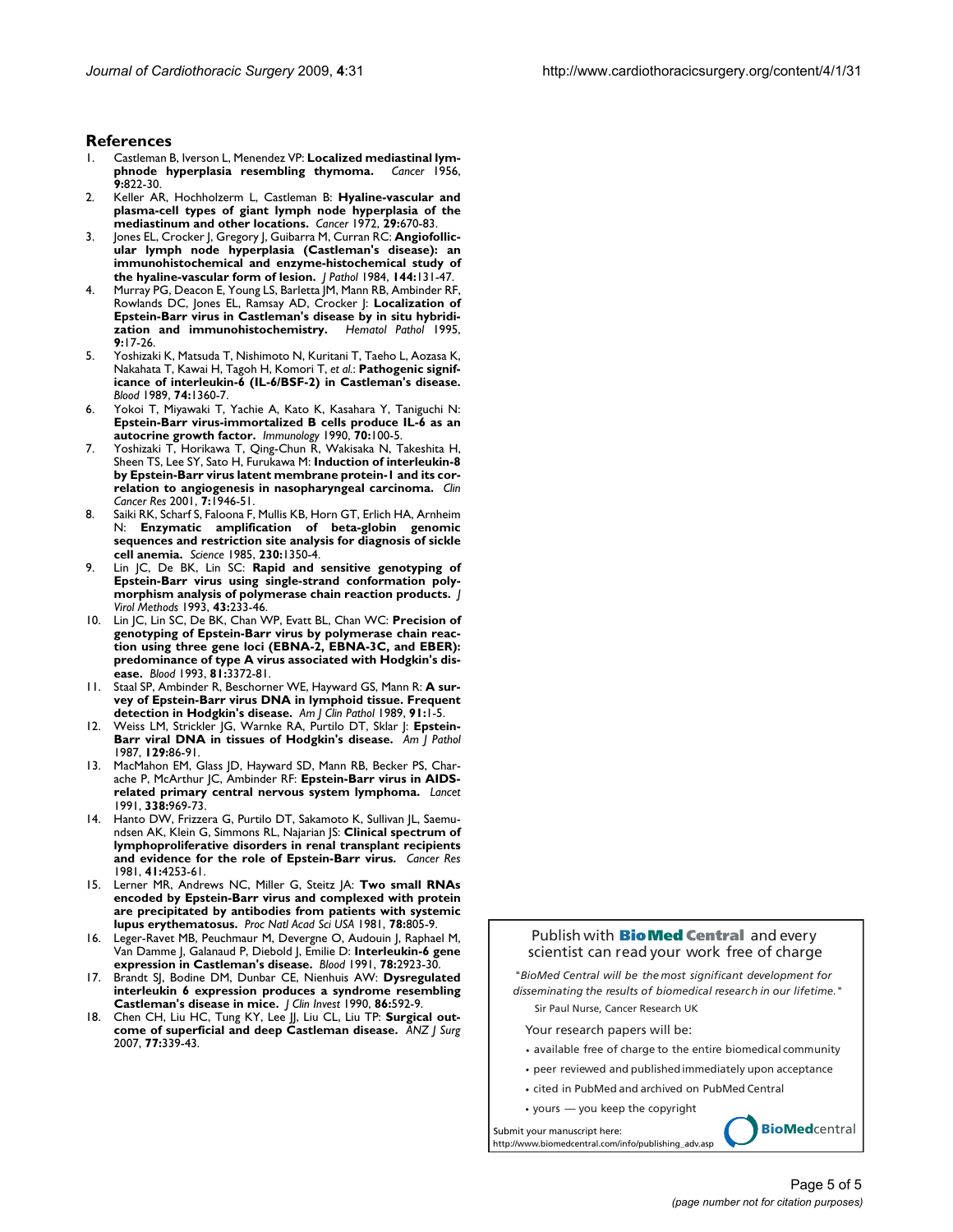## References

1. Castleman B, Iverson L, Menendez VP: **Localized mediastinal lymphnode hyperplasia resembling thymoma.** *Cancer* 1956, **9:**822-30.
2. Keller AR, Hochholzerm L, Castleman B: **Hyaline-vascular and plasma-cell types of giant lymph node hyperplasia of the mediastinum and other locations.** *Cancer* 1972, **29:**670-83.
3. Jones EL, Crocker J, Gregory J, Guibarra M, Curran RC: **Angiofollicular lymph node hyperplasia (Castleman's disease): an immunohistochemical and enzyme-histochemical study of the hyaline-vascular form of lesion.** *J Pathol* 1984, **144:**131-47.
4. Murray PG, Deacon E, Young LS, Barletta JM, Mann RB, Ambinder RF, Rowlands DC, Jones EL, Ramsay AD, Crocker J: **Localization of Epstein-Barr virus in Castleman's disease by in situ hybridization and immunohistochemistry.** *Hematol Pathol* 1995, **9:**17-26.
5. Yoshizaki K, Matsuda T, Nishimoto N, Kuritani T, Taeho L, Aozasa K, Nakahata T, Kawai H, Tagoh H, Komori T, *et al.*: **Pathogenic significance of interleukin-6 (IL-6/BSF-2) in Castleman's disease.** *Blood* 1989, **74:**1360-7.
6. Yokoi T, Miyawaki T, Yachie A, Kato K, Kasahara Y, Taniguchi N: **Epstein-Barr virus-immortalized B cells produce IL-6 as an autocrine growth factor.** *Immunology* 1990, **70:**100-5.
7. Yoshizaki T, Horikawa T, Qing-Chun R, Wakisaka N, Takeshita H, Sheen TS, Lee SY, Sato H, Furukawa M: **Induction of interleukin-8 by Epstein-Barr virus latent membrane protein-1 and its correlation to angiogenesis in nasopharyngeal carcinoma.** *Clin Cancer Res* 2001, **7:**1946-51.
8. Saiki RK, Scharf S, Faloona F, Mullis KB, Horn GT, Erlich HA, Arnheim N: **Enzymatic amplification of beta-globin genomic sequences and restriction site analysis for diagnosis of sickle cell anemia.** *Science* 1985, **230:**1350-4.
9. Lin JC, De BK, Lin SC: **Rapid and sensitive genotyping of Epstein-Barr virus using single-strand conformation polymorphism analysis of polymerase chain reaction products.** *J Virol Methods* 1993, **43:**233-46.
10. Lin JC, Lin SC, De BK, Chan WP, Evatt BL, Chan WC: **Precision of genotyping of Epstein-Barr virus by polymerase chain reaction using three gene loci (EBNA-2, EBNA-3C, and EBER): predominance of type A virus associated with Hodgkin's disease.** *Blood* 1993, **81:**3372-81.
11. Staal SP, Ambinder R, Beschorner WE, Hayward GS, Mann R: **A survey of Epstein-Barr virus DNA in lymphoid tissue. Frequent detection in Hodgkin's disease.** *Am J Clin Pathol* 1989, **91:**1-5.
12. Weiss LM, Strickler JG, Warnke RA, Purtilo DT, Sklar J: **Epstein-Barr viral DNA in tissues of Hodgkin's disease.** *Am J Pathol* 1987, **129:**86-91.
13. MacMahon EM, Glass JD, Hayward SD, Mann RB, Becker PS, Charache P, McArthur JC, Ambinder RF: **Epstein-Barr virus in AIDS-related primary central nervous system lymphoma.** *Lancet* 1991, **338:**969-73.
14. Hanto DW, Frizzera G, Purtilo DT, Sakamoto K, Sullivan JL, Saemundsen AK, Klein G, Simmons RL, Najarian JS: **Clinical spectrum of lymphoproliferative disorders in renal transplant recipients and evidence for the role of Epstein-Barr virus.** *Cancer Res* 1981, **41:**4253-61.
15. Lerner MR, Andrews NC, Miller G, Steitz JA: **Two small RNAs encoded by Epstein-Barr virus and complexed with protein are precipitated by antibodies from patients with systemic lupus erythematosus.** *Proc Natl Acad Sci USA* 1981, **78:**805-9.
16. Leger-Ravet MB, Peuchmaur M, Devergne O, Audouin J, Raphael M, Van Damme J, Galanaud P, Diebold J, Emilie D: **Interleukin-6 gene expression in Castleman's disease.** *Blood* 1991, **78:**2923-30.
17. Brandt SJ, Bodine DM, Dunbar CE, Nienhuis AW: **Dysregulated interleukin 6 expression produces a syndrome resembling Castleman's disease in mice.** *J Clin Invest* 1990, **86:**592-9.
18. Chen CH, Liu HC, Tung KY, Lee JJ, Liu CL, Liu TP: **Surgical outcome of superficial and deep Castleman disease.** *ANZ J Surg* 2007, **77:**339-43.

Publish with **BioMed Central** and every scientist can read your work free of charge

*"BioMed Central will be the most significant development for disseminating the results of biomedical research in our lifetime."*

Sir Paul Nurse, Cancer Research UK

Your research papers will be:

- available free of charge to the entire biomedical community
- peer reviewed and published immediately upon acceptance
- cited in PubMed and archived on PubMed Central
- yours — you keep the copyright

Submit your manuscript here:
http://www.biomedcentral.com/info/publishing_adv.asp

BioMedcentral